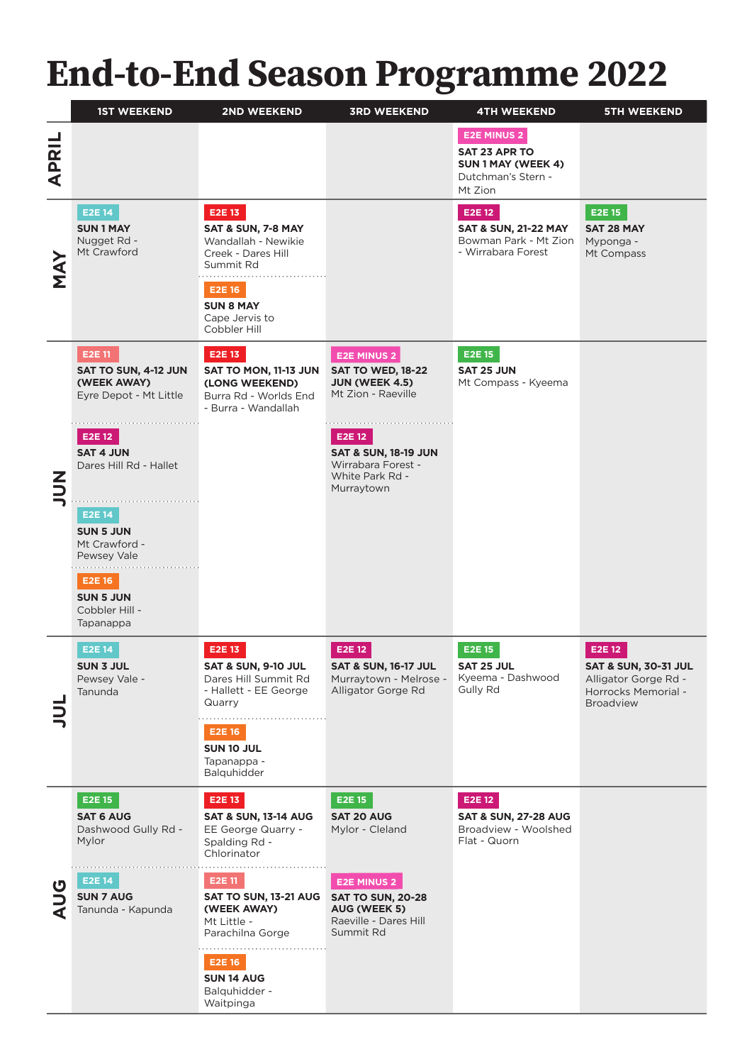# End-to-End Season Programme 2022

| | 1ST WEEKEND | 2ND WEEKEND | 3RD WEEKEND | 4TH WEEKEND | 5TH WEEKEND |
|---|---|---|---|---|---|
| APRIL | | | | E2E MINUS 2<br>**SAT 23 APR TO SUN 1 MAY (WEEK 4)**<br>Dutchman's Stern - Mt Zion | |
| MAY | E2E 14<br>**SUN 1 MAY**<br>Nugget Rd - Mt Crawford | E2E 13<br>**SAT & SUN, 7-8 MAY**<br>Wandallah - Newikie Creek - Dares Hill Summit Rd<br><br>E2E 16<br>**SUN 8 MAY**<br>Cape Jervis to Cobbler Hill | | E2E 12<br>**SAT & SUN, 21-22 MAY**<br>Bowman Park - Mt Zion - Wirrabara Forest | E2E 15<br>**SAT 28 MAY**<br>Myponga - Mt Compass |
| JUN | E2E 11<br>**SAT TO SUN, 4-12 JUN (WEEK AWAY)**<br>Eyre Depot - Mt Little<br><br>E2E 12<br>**SAT 4 JUN**<br>Dares Hill Rd - Hallet<br><br>E2E 14<br>**SUN 5 JUN**<br>Mt Crawford - Pewsey Vale<br><br>E2E 16<br>**SUN 5 JUN**<br>Cobbler Hill - Tapanappa | E2E 13<br>**SAT TO MON, 11-13 JUN (LONG WEEKEND)**<br>Burra Rd - Worlds End - Burra - Wandallah | E2E MINUS 2<br>**SAT TO WED, 18-22 JUN (WEEK 4.5)**<br>Mt Zion - Raeville<br><br>E2E 12<br>**SAT & SUN, 18-19 JUN**<br>Wirrabara Forest - White Park Rd - Murraytown | E2E 15<br>**SAT 25 JUN**<br>Mt Compass - Kyeema | |
| JUL | E2E 14<br>**SUN 3 JUL**<br>Pewsey Vale - Tanunda | E2E 13<br>**SAT & SUN, 9-10 JUL**<br>Dares Hill Summit Rd - Hallett - EE George Quarry<br><br>E2E 16<br>**SUN 10 JUL**<br>Tapanappa - Balquhidder | E2E 12<br>**SAT & SUN, 16-17 JUL**<br>Murraytown - Melrose - Alligator Gorge Rd | E2E 15<br>**SAT 25 JUL**<br>Kyeema - Dashwood Gully Rd | E2E 12<br>**SAT & SUN, 30-31 JUL**<br>Alligator Gorge Rd - Horrocks Memorial - Broadview |
| AUG | E2E 15<br>**SAT 6 AUG**<br>Dashwood Gully Rd - Mylor<br><br>E2E 14<br>**SUN 7 AUG**<br>Tanunda - Kapunda | E2E 13<br>**SAT & SUN, 13-14 AUG**<br>EE George Quarry - Spalding Rd - Chlorinator<br><br>E2E 11<br>**SAT TO SUN, 13-21 AUG (WEEK AWAY)**<br>Mt Little - Parachilna Gorge<br><br>E2E 16<br>**SUN 14 AUG**<br>Balquhidder - Waitpinga | E2E 15<br>**SAT 20 AUG**<br>Mylor - Cleland<br><br>E2E MINUS 2<br>**SAT TO SUN, 20-28 AUG (WEEK 5)**<br>Raeville - Dares Hill Summit Rd | E2E 12<br>**SAT & SUN, 27-28 AUG**<br>Broadview - Woolshed Flat - Quorn | |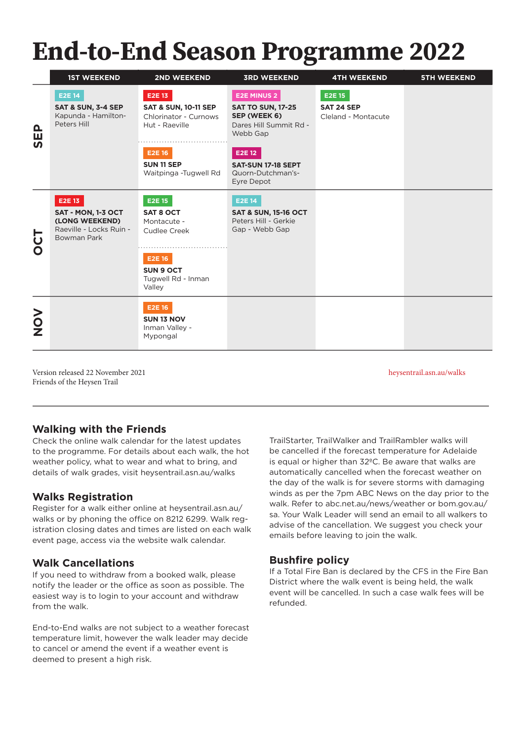# End-to-End Season Programme 2022

| | 1ST WEEKEND | 2ND WEEKEND | 3RD WEEKEND | 4TH WEEKEND | 5TH WEEKEND |
|---|---|---|---|---|---|
| SEP | E2E 14<br>**SAT & SUN, 3-4 SEP**<br>Kapunda - Hamilton-Peters Hill | E2E 13<br>**SAT & SUN, 10-11 SEP**<br>Chlorinator - Curnows Hut - Raeville<br><br>E2E 16<br>**SUN 11 SEP**<br>Waitpinga -Tugwell Rd | E2E MINUS 2<br>**SAT TO SUN, 17-25 SEP (WEEK 6)**<br>Dares Hill Summit Rd - Webb Gap<br><br>E2E 12<br>**SAT-SUN 17-18 SEPT**<br>Quorn-Dutchman's-Eyre Depot | E2E 15<br>**SAT 24 SEP**<br>Cleland - Montacute | |
| OCT | E2E 13<br>**SAT - MON, 1-3 OCT (LONG WEEKEND)**<br>Raeville - Locks Ruin - Bowman Park | E2E 15<br>**SAT 8 OCT**<br>Montacute - Cudlee Creek<br><br>E2E 16<br>**SUN 9 OCT**<br>Tugwell Rd - Inman Valley | E2E 14<br>**SAT & SUN, 15-16 OCT**<br>Peters Hill - Gerkie Gap - Webb Gap | | |
| NOV | | E2E 16<br>**SUN 13 NOV**<br>Inman Valley - Mypongal | | | |

Version released 22 November 2021
Friends of the Heysen Trail

heysentrail.asn.au/walks

## Walking with the Friends

Check the online walk calendar for the latest updates to the programme. For details about each walk, the hot weather policy, what to wear and what to bring, and details of walk grades, visit heysentrail.asn.au/walks

## Walks Registration

Register for a walk either online at heysentrail.asn.au/walks or by phoning the office on 8212 6299. Walk registration closing dates and times are listed on each walk event page, access via the website walk calendar.

## Walk Cancellations

If you need to withdraw from a booked walk, please notify the leader or the office as soon as possible. The easiest way is to login to your account and withdraw from the walk.

End-to-End walks are not subject to a weather forecast temperature limit, however the walk leader may decide to cancel or amend the event if a weather event is deemed to present a high risk.

TrailStarter, TrailWalker and TrailRambler walks will be cancelled if the forecast temperature for Adelaide is equal or higher than 32ºC. Be aware that walks are automatically cancelled when the forecast weather on the day of the walk is for severe storms with damaging winds as per the 7pm ABC News on the day prior to the walk. Refer to abc.net.au/news/weather or bom.gov.au/sa. Your Walk Leader will send an email to all walkers to advise of the cancellation. We suggest you check your emails before leaving to join the walk.

## Bushfire policy

If a Total Fire Ban is declared by the CFS in the Fire Ban District where the walk event is being held, the walk event will be cancelled. In such a case walk fees will be refunded.